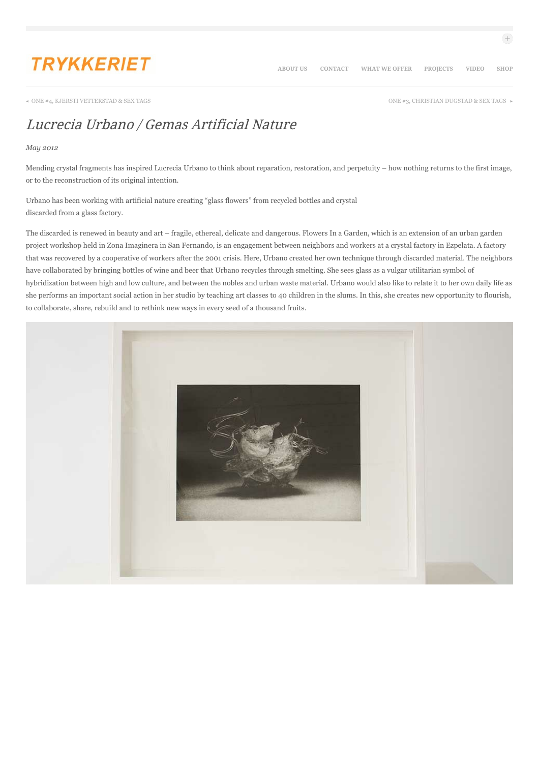TRYKKERIET

ABOUT US CONTACT WHAT WE OFFER PROJECTS VIDEO SHOP

◂ ONE #4, KJERSTI VETTERSTAD & SEX TAGS

ONE #3, CHRISTIAN DUGSTAD & SEX TAGS ▸

# *Lucrecia Urbano / Gemas Artificial Nature*

*May 2012*

Mending crystal fragments has inspired Lucrecia Urbano to think about reparation, restoration, and perpetuity – how nothing returns to the first image, or to the reconstruction of its original intention.

Urbano has been working with artificial nature creating "glass flowers" from recycled bottles and crystal discarded from a glass factory.

The discarded is renewed in beauty and art – fragile, ethereal, delicate and dangerous. Flowers In a Garden, which is an extension of an urban garden project workshop held in Zona Imaginera in San Fernando, is an engagement between neighbors and workers at a crystal factory in Ezpelata. A factory that was recovered by a cooperative of workers after the 2001 crisis. Here, Urbano created her own technique through discarded material. The neighbors have collaborated by bringing bottles of wine and beer that Urbano recycles through smelting. She sees glass as a vulgar utilitarian symbol of hybridization between high and low culture, and between the nobles and urban waste material. Urbano would also like to relate it to her own daily life as she performs an important social action in her studio by teaching art classes to 40 children in the slums. In this, she creates new opportunity to flourish, to collaborate, share, rebuild and to rethink new ways in every seed of a thousand fruits.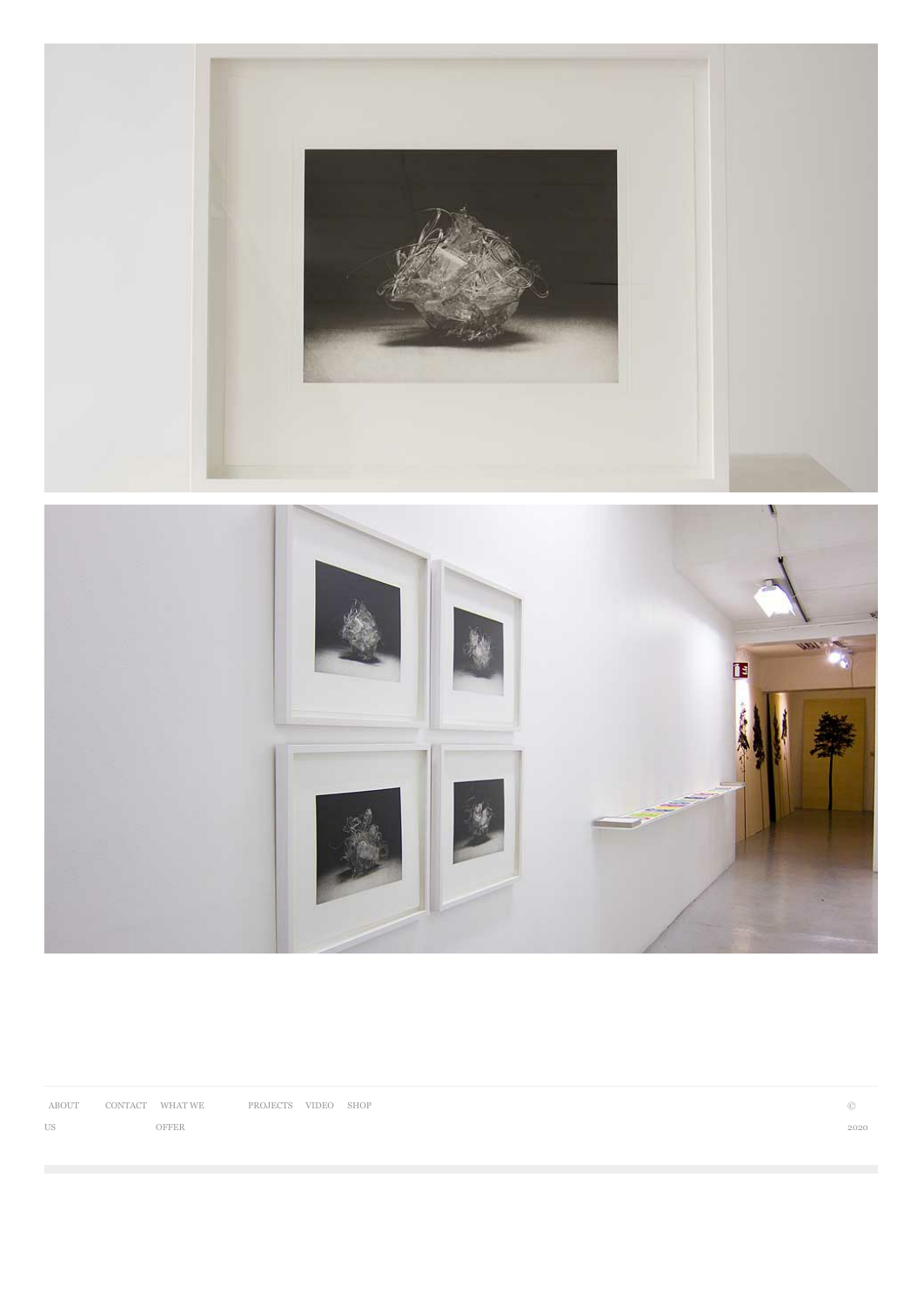ABOUT US CONTACT WHAT WE OFFER PROJECTS VIDEO SHOP

© 2020